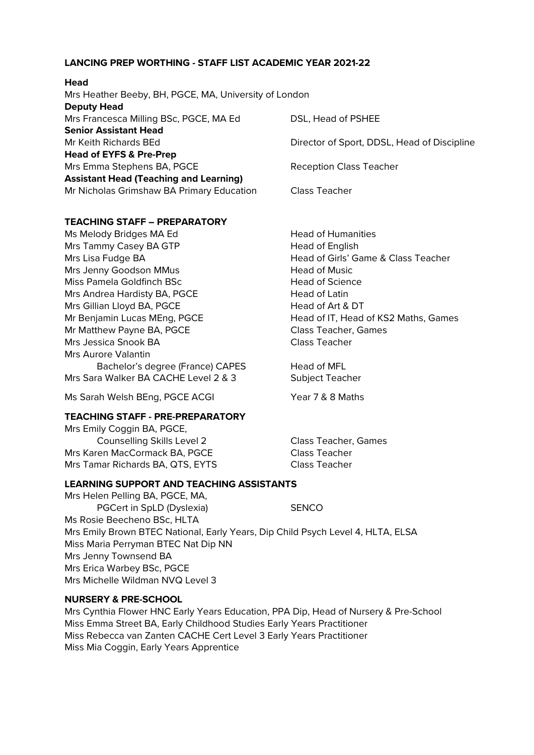# LANCING PREP WORTHING - STAFF LIST ACADEMIC YEAR 2021-22

**Head**
Mrs Heather Beeby, BH, PGCE, MA, University of London

**Deputy Head**
Mrs Francesca Milling BSc, PGCE, MA Ed — DSL, Head of PSHEE

**Senior Assistant Head**
Mr Keith Richards BEd — Director of Sport, DDSL, Head of Discipline

**Head of EYFS & Pre-Prep**
Mrs Emma Stephens BA, PGCE — Reception Class Teacher

**Assistant Head (Teaching and Learning)**
Mr Nicholas Grimshaw BA Primary Education — Class Teacher

## TEACHING STAFF – PREPARATORY

| Name | Role |
|---|---|
| Ms Melody Bridges MA Ed | Head of Humanities |
| Mrs Tammy Casey BA GTP | Head of English |
| Mrs Lisa Fudge BA | Head of Girls' Game & Class Teacher |
| Mrs Jenny Goodson MMus | Head of Music |
| Miss Pamela Goldfinch BSc | Head of Science |
| Mrs Andrea Hardisty BA, PGCE | Head of Latin |
| Mrs Gillian Lloyd BA, PGCE | Head of Art & DT |
| Mr Benjamin Lucas MEng, PGCE | Head of IT, Head of KS2 Maths, Games |
| Mr Matthew Payne BA, PGCE | Class Teacher, Games |
| Mrs Jessica Snook BA | Class Teacher |
| Mrs Aurore Valantin Bachelor's degree (France) CAPES | Head of MFL |
| Mrs Sara Walker BA CACHE Level 2 & 3 | Subject Teacher |
| Ms Sarah Welsh BEng, PGCE ACGI | Year 7 & 8 Maths |

## TEACHING STAFF - PRE-PREPARATORY

| Name | Role |
|---|---|
| Mrs Emily Coggin BA, PGCE, Counselling Skills Level 2 | Class Teacher, Games |
| Mrs Karen MacCormack BA, PGCE | Class Teacher |
| Mrs Tamar Richards BA, QTS, EYTS | Class Teacher |

## LEARNING SUPPORT AND TEACHING ASSISTANTS

Mrs Helen Pelling BA, PGCE, MA, PGCert in SpLD (Dyslexia) — SENCO
Ms Rosie Beecheno BSc, HLTA
Mrs Emily Brown BTEC National, Early Years, Dip Child Psych Level 4, HLTA, ELSA
Miss Maria Perryman BTEC Nat Dip NN
Mrs Jenny Townsend BA
Mrs Erica Warbey BSc, PGCE
Mrs Michelle Wildman NVQ Level 3

## NURSERY & PRE-SCHOOL

Mrs Cynthia Flower HNC Early Years Education, PPA Dip, Head of Nursery & Pre-School
Miss Emma Street BA, Early Childhood Studies Early Years Practitioner
Miss Rebecca van Zanten CACHE Cert Level 3 Early Years Practitioner
Miss Mia Coggin, Early Years Apprentice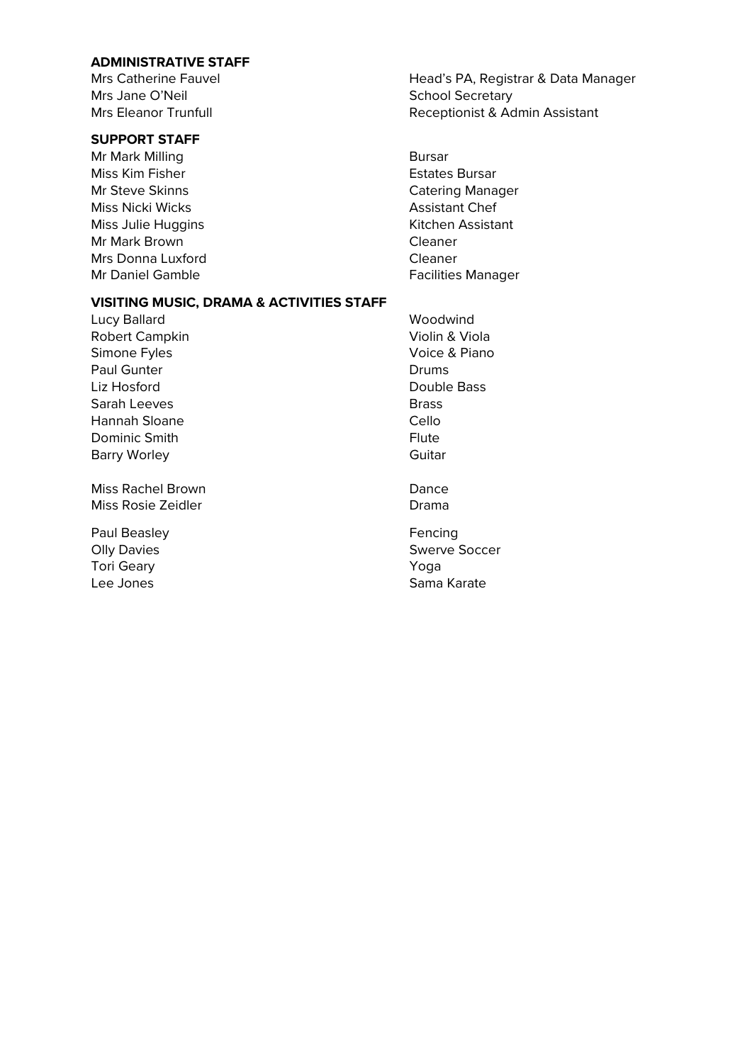## ADMINISTRATIVE STAFF

| | |
|---|---|
| Mrs Catherine Fauvel | Head's PA, Registrar & Data Manager |
| Mrs Jane O'Neil | School Secretary |
| Mrs Eleanor Trunfull | Receptionist & Admin Assistant |

## SUPPORT STAFF

| | |
|---|---|
| Mr Mark Milling | Bursar |
| Miss Kim Fisher | Estates Bursar |
| Mr Steve Skinns | Catering Manager |
| Miss Nicki Wicks | Assistant Chef |
| Miss Julie Huggins | Kitchen Assistant |
| Mr Mark Brown | Cleaner |
| Mrs Donna Luxford | Cleaner |
| Mr Daniel Gamble | Facilities Manager |

## VISITING MUSIC, DRAMA & ACTIVITIES STAFF

| | |
|---|---|
| Lucy Ballard | Woodwind |
| Robert Campkin | Violin & Viola |
| Simone Fyles | Voice & Piano |
| Paul Gunter | Drums |
| Liz Hosford | Double Bass |
| Sarah Leeves | Brass |
| Hannah Sloane | Cello |
| Dominic Smith | Flute |
| Barry Worley | Guitar |

| | |
|---|---|
| Miss Rachel Brown | Dance |
| Miss Rosie Zeidler | Drama |

| | |
|---|---|
| Paul Beasley | Fencing |
| Olly Davies | Swerve Soccer |
| Tori Geary | Yoga |
| Lee Jones | Sama Karate |